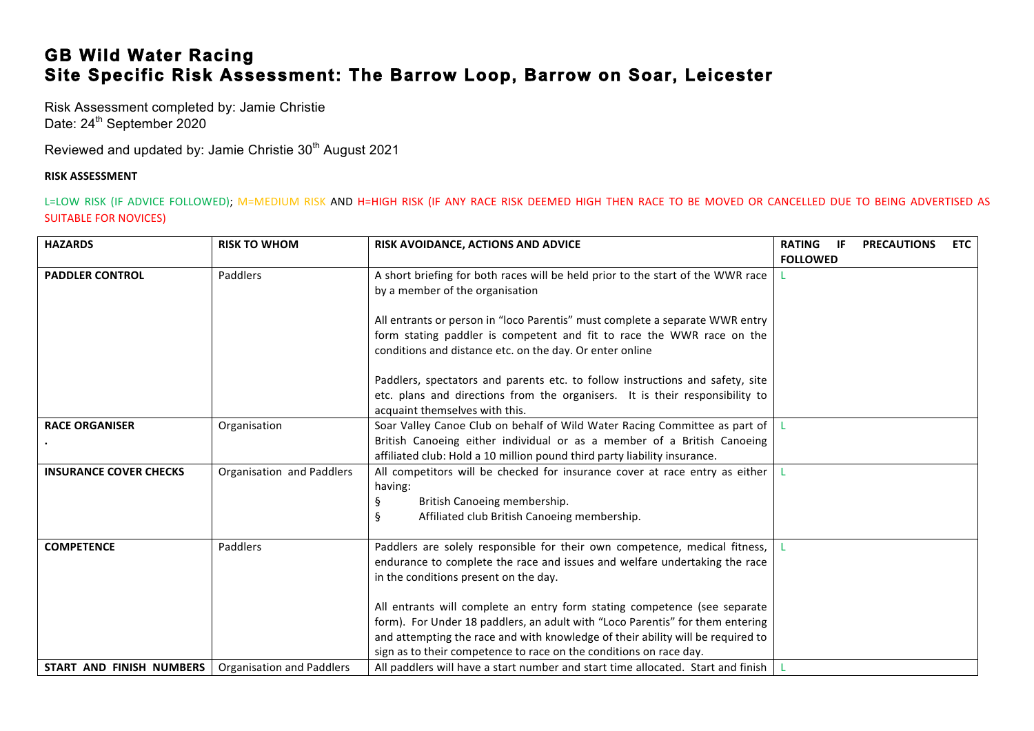# GB Wild Water Racing
# Site Specific Risk Assessment: The Barrow Loop, Barrow on Soar, Leicester

Risk Assessment completed by: Jamie Christie
Date: 24th September 2020

Reviewed and updated by: Jamie Christie 30th August 2021

**RISK ASSESSMENT**

L=LOW RISK (IF ADVICE FOLLOWED); M=MEDIUM RISK AND H=HIGH RISK (IF ANY RACE RISK DEEMED HIGH THEN RACE TO BE MOVED OR CANCELLED DUE TO BEING ADVERTISED AS SUITABLE FOR NOVICES)

| HAZARDS | RISK TO WHOM | RISK AVOIDANCE, ACTIONS AND ADVICE | RATING IF PRECAUTIONS ETC FOLLOWED |
|---|---|---|---|
| **PADDLER CONTROL** | Paddlers | A short briefing for both races will be held prior to the start of the WWR race by a member of the organisation<br><br>All entrants or person in "loco Parentis" must complete a separate WWR entry form stating paddler is competent and fit to race the WWR race on the conditions and distance etc. on the day. Or enter online<br><br>Paddlers, spectators and parents etc. to follow instructions and safety, site etc. plans and directions from the organisers. It is their responsibility to acquaint themselves with this. | L |
| **RACE ORGANISER**<br>**.** | Organisation | Soar Valley Canoe Club on behalf of Wild Water Racing Committee as part of British Canoeing either individual or as a member of a British Canoeing affiliated club: Hold a 10 million pound third party liability insurance. | L |
| **INSURANCE COVER CHECKS** | Organisation and Paddlers | All competitors will be checked for insurance cover at race entry as either having:<br>§ British Canoeing membership.<br>§ Affiliated club British Canoeing membership. | L |
| **COMPETENCE** | Paddlers | Paddlers are solely responsible for their own competence, medical fitness, endurance to complete the race and issues and welfare undertaking the race in the conditions present on the day.<br><br>All entrants will complete an entry form stating competence (see separate form). For Under 18 paddlers, an adult with "Loco Parentis" for them entering and attempting the race and with knowledge of their ability will be required to sign as to their competence to race on the conditions on race day. | L |
| **START AND FINISH NUMBERS** | Organisation and Paddlers | All paddlers will have a start number and start time allocated. Start and finish | L |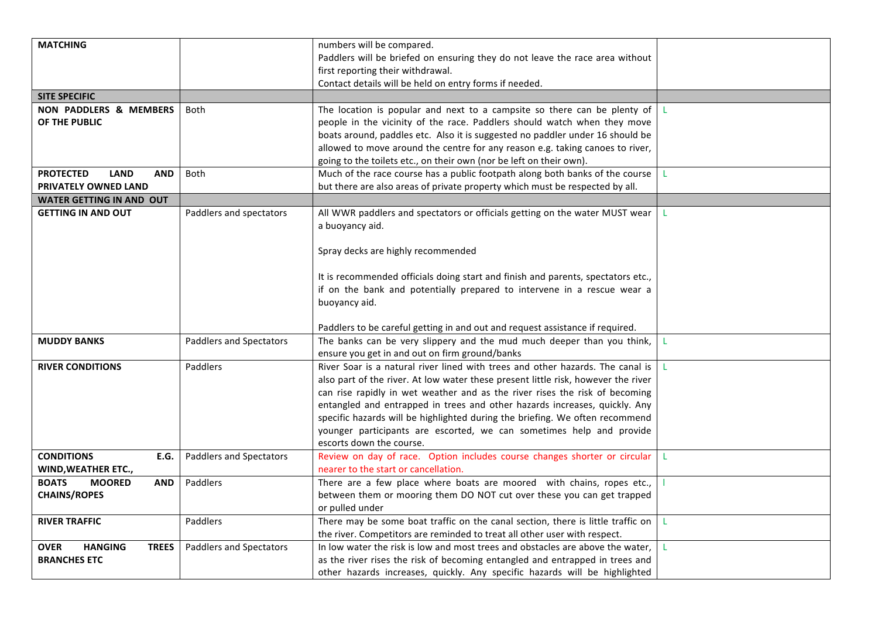| MATCHING | | numbers will be compared.<br>Paddlers will be briefed on ensuring they do not leave the race area without first reporting their withdrawal.<br>Contact details will be held on entry forms if needed. | |
|---|---|---|---|
| **SITE SPECIFIC** | | | |
| **NON PADDLERS & MEMBERS OF THE PUBLIC** | Both | The location is popular and next to a campsite so there can be plenty of people in the vicinity of the race. Paddlers should watch when they move boats around, paddles etc. Also it is suggested no paddler under 16 should be allowed to move around the centre for any reason e.g. taking canoes to river, going to the toilets etc., on their own (nor be left on their own). | L |
| **PROTECTED LAND AND PRIVATELY OWNED LAND** | Both | Much of the race course has a public footpath along both banks of the course but there are also areas of private property which must be respected by all. | L |
| **WATER GETTING IN AND OUT** | | | |
| **GETTING IN AND OUT** | Paddlers and spectators | All WWR paddlers and spectators or officials getting on the water MUST wear a buoyancy aid.<br><br>Spray decks are highly recommended<br><br>It is recommended officials doing start and finish and parents, spectators etc., if on the bank and potentially prepared to intervene in a rescue wear a buoyancy aid.<br><br>Paddlers to be careful getting in and out and request assistance if required. | L |
| **MUDDY BANKS** | Paddlers and Spectators | The banks can be very slippery and the mud much deeper than you think, ensure you get in and out on firm ground/banks | L |
| **RIVER CONDITIONS** | Paddlers | River Soar is a natural river lined with trees and other hazards. The canal is also part of the river. At low water these present little risk, however the river can rise rapidly in wet weather and as the river rises the risk of becoming entangled and entrapped in trees and other hazards increases, quickly. Any specific hazards will be highlighted during the briefing. We often recommend younger participants are escorted, we can sometimes help and provide escorts down the course. | L |
| **CONDITIONS E.G. WIND,WEATHER ETC.,** | Paddlers and Spectators | Review on day of race. Option includes course changes shorter or circular nearer to the start or cancellation. | L |
| **BOATS MOORED AND CHAINS/ROPES** | Paddlers | There are a few place where boats are moored with chains, ropes etc., between them or mooring them DO NOT cut over these you can get trapped or pulled under | l |
| **RIVER TRAFFIC** | Paddlers | There may be some boat traffic on the canal section, there is little traffic on the river. Competitors are reminded to treat all other user with respect. | L |
| **OVER HANGING TREES BRANCHES ETC** | Paddlers and Spectators | In low water the risk is low and most trees and obstacles are above the water, as the river rises the risk of becoming entangled and entrapped in trees and other hazards increases, quickly. Any specific hazards will be highlighted | L |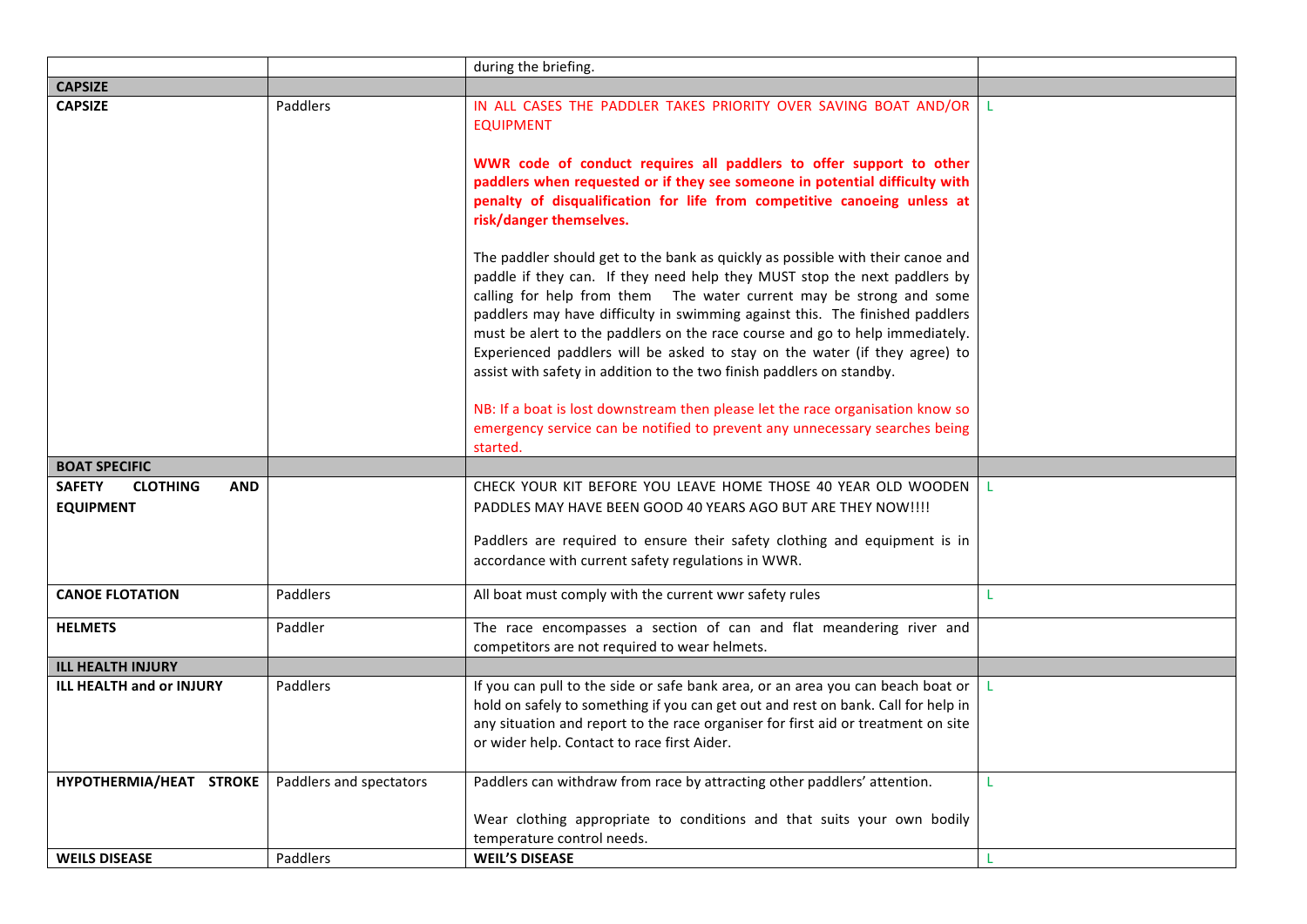| | | during the briefing. | |
|---|---|---|---|
| **CAPSIZE** | | | |
| **CAPSIZE** | Paddlers | IN ALL CASES THE PADDLER TAKES PRIORITY OVER SAVING BOAT AND/OR EQUIPMENT<br><br>**WWR code of conduct requires all paddlers to offer support to other paddlers when requested or if they see someone in potential difficulty with penalty of disqualification for life from competitive canoeing unless at risk/danger themselves.**<br><br>The paddler should get to the bank as quickly as possible with their canoe and paddle if they can. If they need help they MUST stop the next paddlers by calling for help from them The water current may be strong and some paddlers may have difficulty in swimming against this. The finished paddlers must be alert to the paddlers on the race course and go to help immediately. Experienced paddlers will be asked to stay on the water (if they agree) to assist with safety in addition to the two finish paddlers on standby.<br><br>NB: If a boat is lost downstream then please let the race organisation know so emergency service can be notified to prevent any unnecessary searches being started. | L |
| **BOAT SPECIFIC** | | | |
| **SAFETY CLOTHING AND EQUIPMENT** | | CHECK YOUR KIT BEFORE YOU LEAVE HOME THOSE 40 YEAR OLD WOODEN PADDLES MAY HAVE BEEN GOOD 40 YEARS AGO BUT ARE THEY NOW!!!!<br><br>Paddlers are required to ensure their safety clothing and equipment is in accordance with current safety regulations in WWR. | L |
| **CANOE FLOTATION** | Paddlers | All boat must comply with the current wwr safety rules | L |
| **HELMETS** | Paddler | The race encompasses a section of can and flat meandering river and competitors are not required to wear helmets. | |
| **ILL HEALTH INJURY** | | | |
| **ILL HEALTH and or INJURY** | Paddlers | If you can pull to the side or safe bank area, or an area you can beach boat or hold on safely to something if you can get out and rest on bank. Call for help in any situation and report to the race organiser for first aid or treatment on site or wider help. Contact to race first Aider. | L |
| **HYPOTHERMIA/HEAT STROKE** | Paddlers and spectators | Paddlers can withdraw from race by attracting other paddlers' attention.<br><br>Wear clothing appropriate to conditions and that suits your own bodily temperature control needs. | L |
| **WEILS DISEASE** | Paddlers | **WEIL'S DISEASE** | L |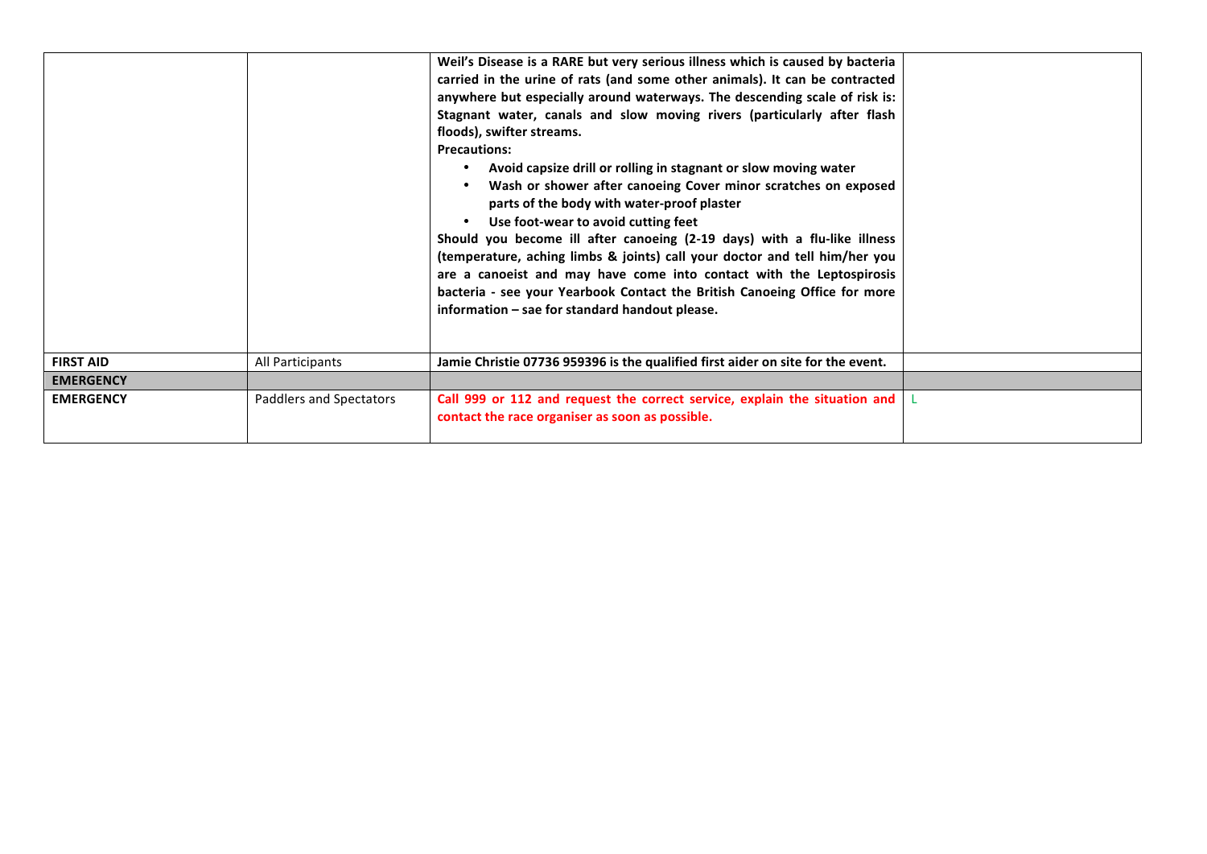| | | | |
|---|---|---|---|
| | | **Weil's Disease is a RARE but very serious illness which is caused by bacteria carried in the urine of rats (and some other animals). It can be contracted anywhere but especially around waterways. The descending scale of risk is: Stagnant water, canals and slow moving rivers (particularly after flash floods), swifter streams.**<br>**Precautions:**<br>• **Avoid capsize drill or rolling in stagnant or slow moving water**<br>• **Wash or shower after canoeing Cover minor scratches on exposed parts of the body with water-proof plaster**<br>• **Use foot-wear to avoid cutting feet**<br>**Should you become ill after canoeing (2-19 days) with a flu-like illness (temperature, aching limbs & joints) call your doctor and tell him/her you are a canoeist and may have come into contact with the Leptospirosis bacteria - see your Yearbook Contact the British Canoeing Office for more information – sae for standard handout please.** | |
| **FIRST AID** | All Participants | **Jamie Christie 07736 959396 is the qualified first aider on site for the event.** | |
| **EMERGENCY** | | | |
| **EMERGENCY** | Paddlers and Spectators | **Call 999 or 112 and request the correct service, explain the situation and contact the race organiser as soon as possible.** | L |